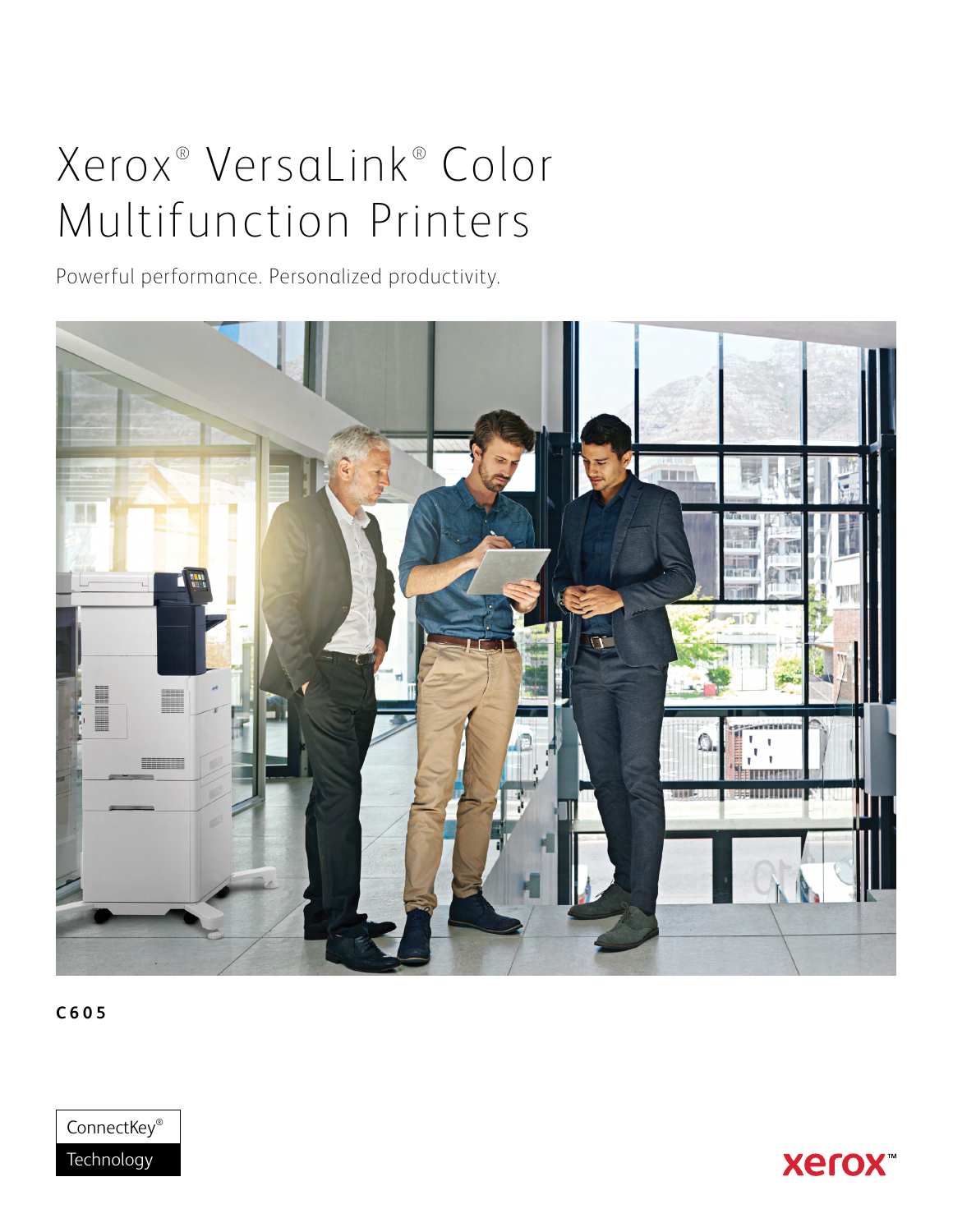# Xerox® VersaLink® Color Multifunction Printers

Powerful performance. Personalized productivity.

**C605**

ConnectKey® Technology

xerox™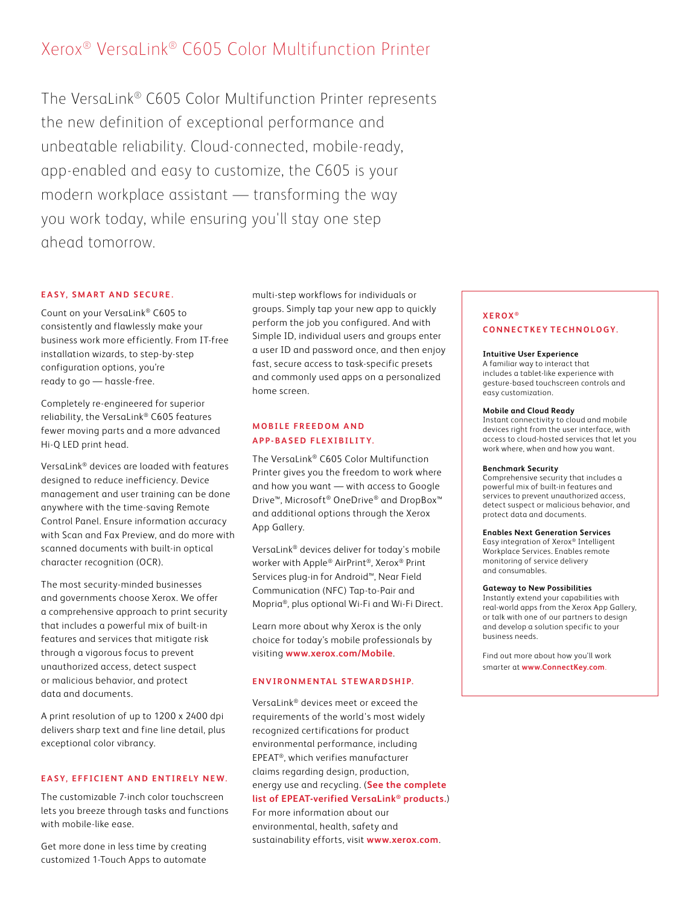# Xerox® VersaLink® C605 Color Multifunction Printer

The VersaLink® C605 Color Multifunction Printer represents the new definition of exceptional performance and unbeatable reliability. Cloud-connected, mobile-ready, app-enabled and easy to customize, the C605 is your modern workplace assistant — transforming the way you work today, while ensuring you'll stay one step ahead tomorrow.

## EASY, SMART AND SECURE.

Count on your VersaLink® C605 to consistently and flawlessly make your business work more efficiently. From IT-free installation wizards, to step-by-step configuration options, you're ready to go — hassle-free.

Completely re-engineered for superior reliability, the VersaLink® C605 features fewer moving parts and a more advanced Hi-Q LED print head.

VersaLink® devices are loaded with features designed to reduce inefficiency. Device management and user training can be done anywhere with the time-saving Remote Control Panel. Ensure information accuracy with Scan and Fax Preview, and do more with scanned documents with built-in optical character recognition (OCR).

The most security-minded businesses and governments choose Xerox. We offer a comprehensive approach to print security that includes a powerful mix of built-in features and services that mitigate risk through a vigorous focus to prevent unauthorized access, detect suspect or malicious behavior, and protect data and documents.

A print resolution of up to 1200 x 2400 dpi delivers sharp text and fine line detail, plus exceptional color vibrancy.

## EASY, EFFICIENT AND ENTIRELY NEW.

The customizable 7-inch color touchscreen lets you breeze through tasks and functions with mobile-like ease.

Get more done in less time by creating customized 1-Touch Apps to automate multi-step workflows for individuals or groups. Simply tap your new app to quickly perform the job you configured. And with Simple ID, individual users and groups enter a user ID and password once, and then enjoy fast, secure access to task-specific presets and commonly used apps on a personalized home screen.

## MOBILE FREEDOM AND APP-BASED FLEXIBILITY.

The VersaLink® C605 Color Multifunction Printer gives you the freedom to work where and how you want — with access to Google Drive™, Microsoft® OneDrive® and DropBox™ and additional options through the Xerox App Gallery.

VersaLink® devices deliver for today's mobile worker with Apple® AirPrint®, Xerox® Print Services plug-in for Android™, Near Field Communication (NFC) Tap-to-Pair and Mopria®, plus optional Wi-Fi and Wi-Fi Direct.

Learn more about why Xerox is the only choice for today's mobile professionals by visiting **www.xerox.com/Mobile**.

## ENVIRONMENTAL STEWARDSHIP.

VersaLink® devices meet or exceed the requirements of the world's most widely recognized certifications for product environmental performance, including EPEAT®, which verifies manufacturer claims regarding design, production, energy use and recycling. (**See the complete list of EPEAT-verified VersaLink® products**.) For more information about our environmental, health, safety and sustainability efforts, visit **www.xerox.com**.

## XEROX® CONNECTKEY TECHNOLOGY.

**Intuitive User Experience**
A familiar way to interact that includes a tablet-like experience with gesture-based touchscreen controls and easy customization.

**Mobile and Cloud Ready**
Instant connectivity to cloud and mobile devices right from the user interface, with access to cloud-hosted services that let you work where, when and how you want.

**Benchmark Security**
Comprehensive security that includes a powerful mix of built-in features and services to prevent unauthorized access, detect suspect or malicious behavior, and protect data and documents.

**Enables Next Generation Services**
Easy integration of Xerox® Intelligent Workplace Services. Enables remote monitoring of service delivery and consumables.

**Gateway to New Possibilities**
Instantly extend your capabilities with real-world apps from the Xerox App Gallery, or talk with one of our partners to design and develop a solution specific to your business needs.

Find out more about how you'll work smarter at **www.ConnectKey.com**.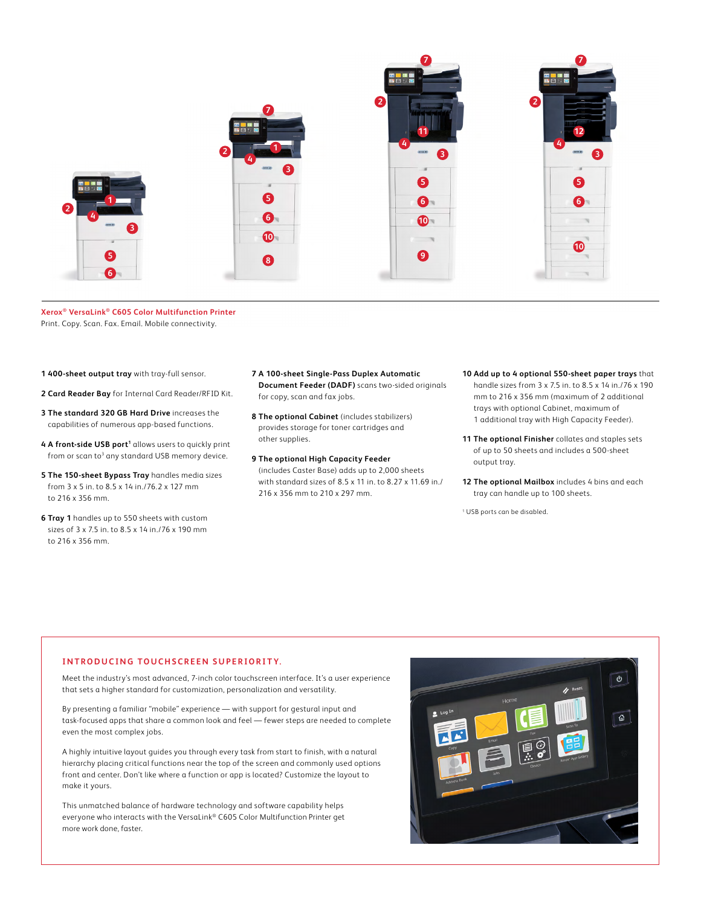**Xerox® VersaLink® C605 Color Multifunction Printer**
Print. Copy. Scan. Fax. Email. Mobile connectivity.

**1 400-sheet output tray** with tray-full sensor.

**2 Card Reader Bay** for Internal Card Reader/RFID Kit.

**3 The standard 320 GB Hard Drive** increases the capabilities of numerous app-based functions.

**4 A front-side USB port**[1] allows users to quickly print from or scan to[3] any standard USB memory device.

**5 The 150-sheet Bypass Tray** handles media sizes from 3 x 5 in. to 8.5 x 14 in./76.2 x 127 mm to 216 x 356 mm.

**6 Tray 1** handles up to 550 sheets with custom sizes of 3 x 7.5 in. to 8.5 x 14 in./76 x 190 mm to 216 x 356 mm.

**7 A 100-sheet Single-Pass Duplex Automatic Document Feeder (DADF)** scans two-sided originals for copy, scan and fax jobs.

**8 The optional Cabinet** (includes stabilizers) provides storage for toner cartridges and other supplies.

**9 The optional High Capacity Feeder** (includes Caster Base) adds up to 2,000 sheets with standard sizes of 8.5 x 11 in. to 8.27 x 11.69 in./ 216 x 356 mm to 210 x 297 mm.

**10 Add up to 4 optional 550-sheet paper trays** that handle sizes from 3 x 7.5 in. to 8.5 x 14 in./76 x 190 mm to 216 x 356 mm (maximum of 2 additional trays with optional Cabinet, maximum of 1 additional tray with High Capacity Feeder).

**11 The optional Finisher** collates and staples sets of up to 50 sheets and includes a 500-sheet output tray.

**12 The optional Mailbox** includes 4 bins and each tray can handle up to 100 sheets.

[1] USB ports can be disabled.

## INTRODUCING TOUCHSCREEN SUPERIORITY.

Meet the industry's most advanced, 7-inch color touchscreen interface. It's a user experience that sets a higher standard for customization, personalization and versatility.

By presenting a familiar "mobile" experience — with support for gestural input and task-focused apps that share a common look and feel — fewer steps are needed to complete even the most complex jobs.

A highly intuitive layout guides you through every task from start to finish, with a natural hierarchy placing critical functions near the top of the screen and commonly used options front and center. Don't like where a function or app is located? Customize the layout to make it yours.

This unmatched balance of hardware technology and software capability helps everyone who interacts with the VersaLink® C605 Color Multifunction Printer get more work done, faster.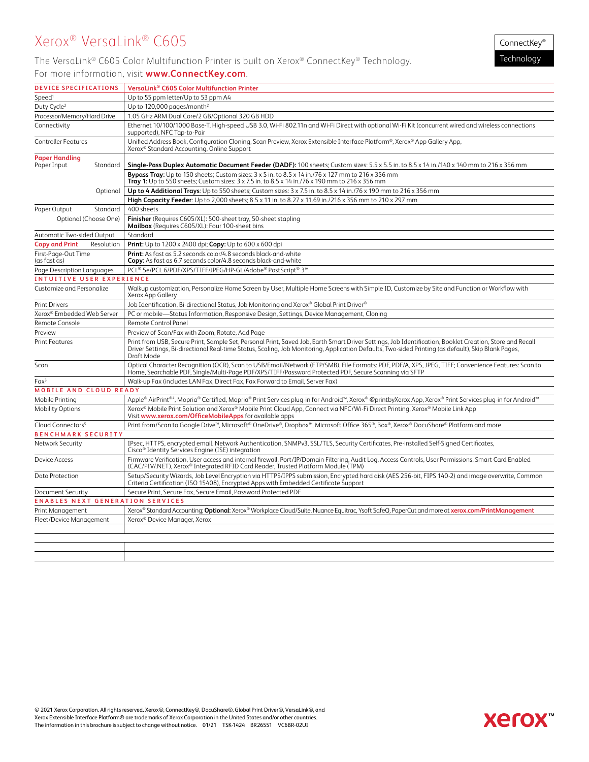# Xerox® VersaLink® C605

ConnectKey® Technology

The VersaLink® C605 Color Multifunction Printer is built on Xerox® ConnectKey® Technology.
For more information, visit **www.ConnectKey.com**.

| DEVICE SPECIFICATIONS | | VersaLink® C605 Color Multifunction Printer |
|---|---|---|
| Speed[1] | | Up to 55 ppm letter/Up to 53 ppm A4 |
| Duty Cycle[2] | | Up to 120,000 pages/month[2] |
| Processor/Memory/Hard Drive | | 1.05 GHz ARM Dual Core/2 GB/Optional 320 GB HDD |
| Connectivity | | Ethernet 10/100/1000 Base-T, High-speed USB 3.0, Wi-Fi 802.11n and Wi-Fi Direct with optional Wi-Fi Kit (concurrent wired and wireless connections supported), NFC Tap-to-Pair |
| Controller Features | | Unified Address Book, Configuration Cloning, Scan Preview, Xerox Extensible Interface Platform®, Xerox® App Gallery App, Xerox® Standard Accounting, Online Support |
| **Paper Handling** Paper Input | Standard | **Single-Pass Duplex Automatic Document Feeder (DADF):** 100 sheets; Custom sizes: 5.5 x 5.5 in. to 8.5 x 14 in./140 x 140 mm to 216 x 356 mm |
| | | **Bypass Tray:** Up to 150 sheets; Custom sizes: 3 x 5 in. to 8.5 x 14 in./76 x 127 mm to 216 x 356 mm **Tray 1:** Up to 550 sheets; Custom sizes: 3 x 7.5 in. to 8.5 x 14 in./76 x 190 mm to 216 x 356 mm |
| | Optional | **Up to 4 Additional Trays**: Up to 550 sheets; Custom sizes: 3 x 7.5 in. to 8.5 x 14 in./76 x 190 mm to 216 x 356 mm |
| | | **High Capacity Feeder**: Up to 2,000 sheets; 8.5 x 11 in. to 8.27 x 11.69 in./216 x 356 mm to 210 x 297 mm |
| Paper Output | Standard | 400 sheets |
| | Optional (Choose One) | **Finisher** (Requires C605/XL): 500-sheet tray, 50-sheet stapling **Mailbox** (Requires C605/XL): Four 100-sheet bins |
| Automatic Two-sided Output | | Standard |
| **Copy and Print** | Resolution | **Print:** Up to 1200 x 2400 dpi; **Copy:** Up to 600 x 600 dpi |
| First-Page-Out Time (as fast as) | | **Print:** As fast as 5.2 seconds color/4.8 seconds black-and-white **Copy:** As fast as 6.7 seconds color/4.8 seconds black-and-white |
| Page Description Languages | | PCL® 5e/PCL 6/PDF/XPS/TIFF/JPEG/HP-GL/Adobe® PostScript® 3™ |
| **INTUITIVE USER EXPERIENCE** | | |
| Customize and Personalize | | Walkup customization, Personalize Home Screen by User, Multiple Home Screens with Simple ID, Customize by Site and Function or Workflow with Xerox App Gallery |
| Print Drivers | | Job Identification, Bi-directional Status, Job Monitoring and Xerox® Global Print Driver® |
| Xerox® Embedded Web Server | | PC or mobile—Status Information, Responsive Design, Settings, Device Management, Cloning |
| Remote Console | | Remote Control Panel |
| Preview | | Preview of Scan/Fax with Zoom, Rotate, Add Page |
| Print Features | | Print from USB, Secure Print, Sample Set, Personal Print, Saved Job, Earth Smart Driver Settings, Job Identification, Booklet Creation, Store and Recall Driver Settings, Bi-directional Real-time Status, Scaling, Job Monitoring, Application Defaults, Two-sided Printing (as default), Skip Blank Pages, Draft Mode |
| Scan | | Optical Character Recognition (OCR), Scan to USB/Email/Network (FTP/SMB), File Formats: PDF, PDF/A, XPS, JPEG, TIFF; Convenience Features: Scan to Home, Searchable PDF, Single/Multi-Page PDF/XPS/TIFF/Password Protected PDF, Secure Scanning via SFTP |
| Fax[3] | | Walk-up Fax (includes LAN Fax, Direct Fax, Fax Forward to Email, Server Fax) |
| **MOBILE AND CLOUD READY** | | |
| Mobile Printing | | Apple® AirPrint®[4], Mopria® Certified, Mopria® Print Services plug-in for Android™, Xerox® @printbyXerox App, Xerox® Print Services plug-in for Android™ |
| Mobility Options | | Xerox® Mobile Print Solution and Xerox® Mobile Print Cloud App, Connect via NFC/Wi-Fi Direct Printing, Xerox® Mobile Link App Visit **www.xerox.com/OfficeMobileApps** for available apps |
| Cloud Connectors[5] | | Print from/Scan to Google Drive™, Microsoft® OneDrive®, Dropbox™, Microsoft Office 365®, Box®, Xerox® DocuShare® Platform and more |
| **BENCHMARK SECURITY** | | |
| Network Security | | IPsec, HTTPS, encrypted email. Network Authentication, SNMPv3, SSL/TLS, Security Certificates, Pre-installed Self-Signed Certificates, Cisco® Identity Services Engine (ISE) integration |
| Device Access | | Firmware Verification, User access and internal firewall, Port/IP/Domain Filtering, Audit Log, Access Controls, User Permissions, Smart Card Enabled (CAC/PIV/.NET), Xerox® Integrated RFID Card Reader, Trusted Platform Module (TPM) |
| Data Protection | | Setup/Security Wizards, Job Level Encryption via HTTPS/IPPS submission, Encrypted hard disk (AES 256-bit, FIPS 140-2) and image overwrite, Common Criteria Certification (ISO 15408), Encrypted Apps with Embedded Certificate Support |
| Document Security | | Secure Print, Secure Fax, Secure Email, Password Protected PDF |
| **ENABLES NEXT GENERATION SERVICES** | | |
| Print Management | | Xerox® Standard Accounting; **Optional:** Xerox® Workplace Cloud/Suite, Nuance Equitrac, Ysoft SafeQ, PaperCut and more at **xerox.com/PrintManagement** |
| Fleet/Device Management | | Xerox® Device Manager, Xerox |

© 2021 Xerox Corporation. All rights reserved. Xerox®, ConnectKey®, DocuShare®, Global Print Driver®, VersaLink®, and Xerox Extensible Interface Platform® are trademarks of Xerox Corporation in the United States and/or other countries. The information in this brochure is subject to change without notice. 01/21 TSK-1424 BR26551 VC6BR-02UI

xerox™